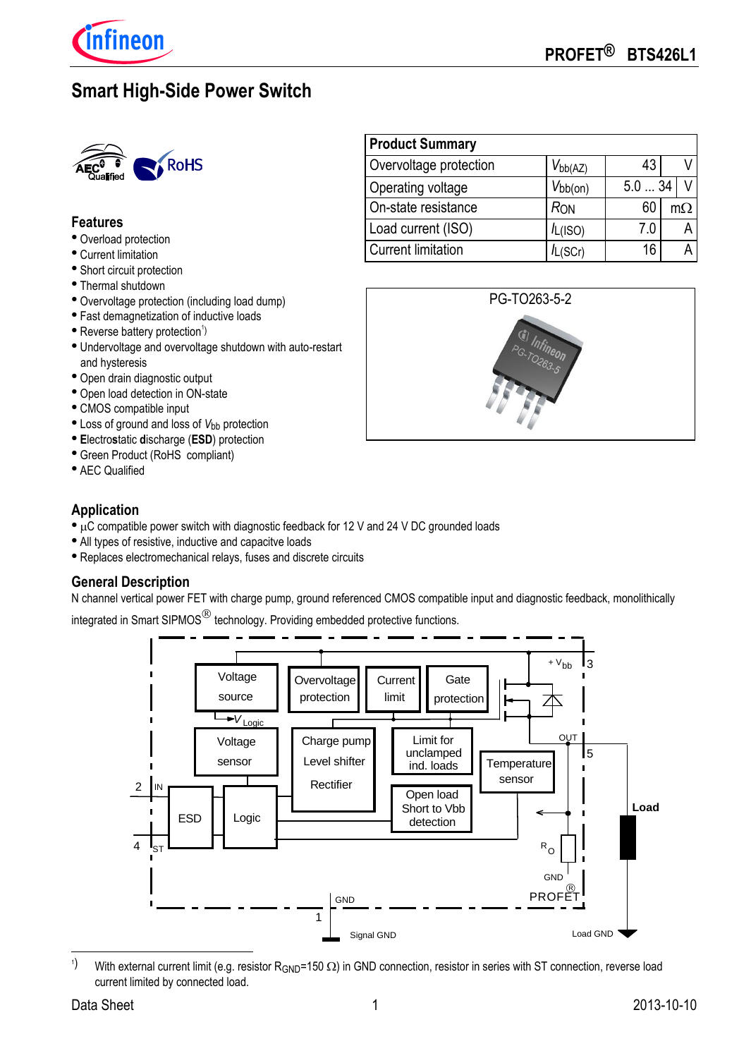# Smart High-Side Power Switch

PROFET® BTS426L1

| Product Summary | | | |
|---|---|---|---|
| Overvoltage protection | $V_{bb(AZ)}$ | 43 | V |
| Operating voltage | $V_{bb(on)}$ | 5.0 ... 34 | V |
| On-state resistance | $R_{ON}$ | 60 | mΩ |
| Load current (ISO) | $I_{L(ISO)}$ | 7.0 | A |
| Current limitation | $I_{L(SCr)}$ | 16 | A |

PG-TO263-5-2

## Features

- Overload protection
- Current limitation
- Short circuit protection
- Thermal shutdown
- Overvoltage protection (including load dump)
- Fast demagnetization of inductive loads
- Reverse battery protection[1)]
- Undervoltage and overvoltage shutdown with auto-restart and hysteresis
- Open drain diagnostic output
- Open load detection in ON-state
- CMOS compatible input
- Loss of ground and loss of $V_{bb}$ protection
- **E**lectro**s**tatic **d**ischarge (**ESD**) protection
- Green Product (RoHS compliant)
- AEC Qualified

## Application

- µC compatible power switch with diagnostic feedback for 12 V and 24 V DC grounded loads
- All types of resistive, inductive and capacitve loads
- Replaces electromechanical relays, fuses and discrete circuits

## General Description

N channel vertical power FET with charge pump, ground referenced CMOS compatible input and diagnostic feedback, monolithically integrated in Smart SIPMOS® technology. Providing embedded protective functions.

Voltage source
$V_{Logic}$
Overvoltage protection
Current limit
Gate protection
+ $V_{bb}$
3
Voltage sensor
Charge pump
Level shifter
Rectifier
Limit for unclamped ind. loads
OUT
5
Temperature sensor
2
IN
ESD
Logic
Open load
Short to Vbb
detection
Load
4
ST
$R_O$
GND
GND
PROFET®
1
Signal GND
Load GND

---

1) With external current limit (e.g. resistor $R_{GND}$=150 Ω) in GND connection, resistor in series with ST connection, reverse load current limited by connected load.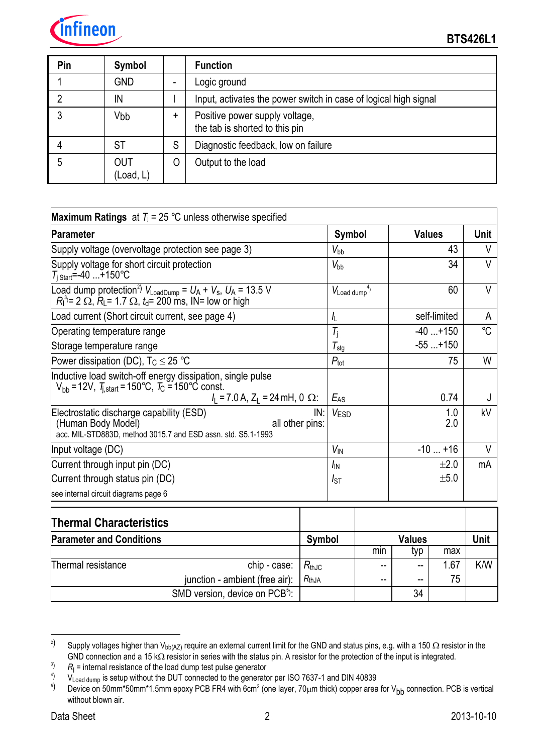| Pin | Symbol | | Function |
|---|---|---|---|
| 1 | GND | - | Logic ground |
| 2 | IN | I | Input, activates the power switch in case of logical high signal |
| 3 | Vbb | + | Positive power supply voltage, the tab is shorted to this pin |
| 4 | ST | S | Diagnostic feedback, low on failure |
| 5 | OUT (Load, L) | O | Output to the load |

**Maximum Ratings** at $T_j$ = 25 °C unless otherwise specified

| Parameter | Symbol | Values | Unit |
|---|---|---|---|
| Supply voltage (overvoltage protection see page 3) | $V_{bb}$ | 43 | V |
| Supply voltage for short circuit protection $T_{j\ Start}$=-40 ...+150°C | $V_{bb}$ | 34 | V |
| Load dump protection[2)] $V_{LoadDump} = U_A + V_s$, $U_A$ = 13.5 V $R_I$[3)]= 2 Ω, $R_L$= 1.7 Ω, $t_d$= 200 ms, IN= low or high | $V_{Load\ dump}$[4)] | 60 | V |
| Load current (Short circuit current, see page 4) | $I_L$ | self-limited | A |
| Operating temperature range<br>Storage temperature range | $T_j$<br>$T_{stg}$ | -40 ...+150<br>-55 ...+150 | °C |
| Power dissipation (DC), $T_C \leq 25$ °C | $P_{tot}$ | 75 | W |
| Inductive load switch-off energy dissipation, single pulse $V_{bb}$ = 12V, $T_{j,start}$ = 150°C, $T_C$ = 150°C const. $I_L$ = 7.0 A, $Z_L$ = 24 mH, 0 Ω: | $E_{AS}$ | 0.74 | J |
| Electrostatic discharge capability (ESD) (Human Body Model) IN: / all other pins: acc. MIL-STD883D, method 3015.7 and ESD assn. std. S5.1-1993 | $V_{ESD}$ | 1.0<br>2.0 | kV |
| Input voltage (DC) | $V_{IN}$ | -10 ... +16 | V |
| Current through input pin (DC)<br>Current through status pin (DC)<br>see internal circuit diagrams page 6 | $I_{IN}$<br>$I_{ST}$ | ±2.0<br>±5.0 | mA |

## Thermal Characteristics

| Parameter and Conditions | Symbol | Values | | | Unit |
|---|---|---|---|---|---|
| | | min | typ | max | |
| Thermal resistance chip - case: | $R_{thJC}$ | -- | -- | 1.67 | K/W |
| junction - ambient (free air): | $R_{thJA}$ | -- | -- | 75 | |
| SMD version, device on PCB[5)]: | | | 34 | | |

---

2) Supply voltages higher than $V_{bb(AZ)}$ require an external current limit for the GND and status pins, e.g. with a 150 Ω resistor in the GND connection and a 15 kΩ resistor in series with the status pin. A resistor for the protection of the input is integrated.

3) $R_I$ = internal resistance of the load dump test pulse generator

4) $V_{Load\ dump}$ is setup without the DUT connected to the generator per ISO 7637-1 and DIN 40839

5) Device on 50mm*50mm*1.5mm epoxy PCB FR4 with 6cm² (one layer, 70µm thick) copper area for $V_{bb}$ connection. PCB is vertical without blown air.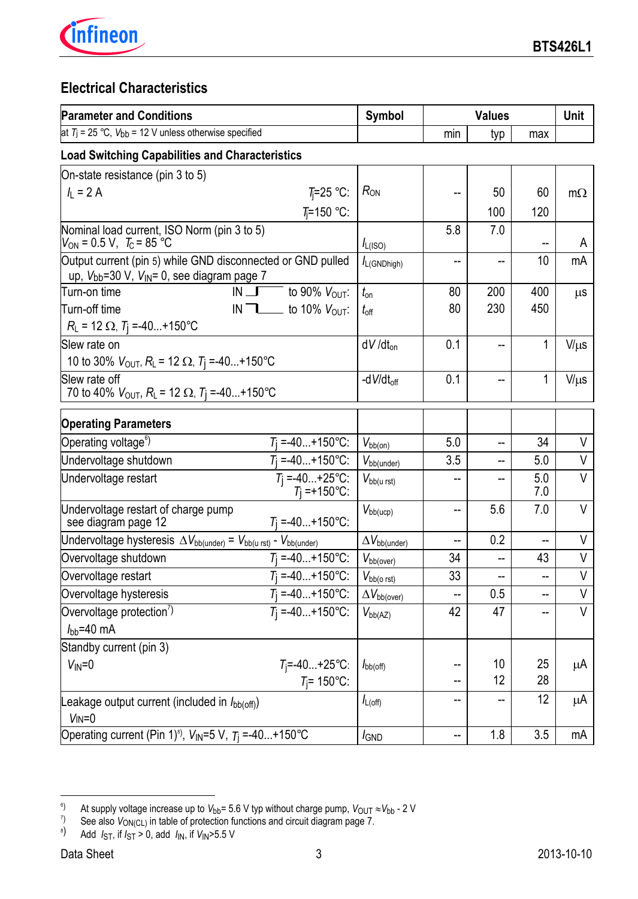## Electrical Characteristics

| Parameter and Conditions | | Symbol | Values | | | Unit |
|---|---|---|---|---|---|---|
| at $T_j$ = 25 °C, $V_{bb}$ = 12 V unless otherwise specified | | | min | typ | max | |
| **Load Switching Capabilities and Characteristics** | | | | | | |
| On-state resistance (pin 3 to 5) $I_L$ = 2 A | $T_j$=25 °C: | $R_{ON}$ | -- | 50 | 60 | mΩ |
| | $T_j$=150 °C: | | | 100 | 120 | |
| Nominal load current, ISO Norm (pin 3 to 5) $V_{ON}$ = 0.5 V, $T_C$ = 85 °C | | $I_{L(ISO)}$ | 5.8 | 7.0 | -- | A |
| Output current (pin 5) while GND disconnected or GND pulled up, $V_{bb}$=30 V, $V_{IN}$= 0, see diagram page 7 | | $I_{L(GNDhigh)}$ | -- | -- | 10 | mA |
| Turn-on time IN ⎯⎯⌐ to 90% $V_{OUT}$: | | $t_{on}$ | 80 | 200 | 400 | µs |
| Turn-off time IN ⎯⎯⌐ to 10% $V_{OUT}$: $R_L$ = 12 Ω, $T_j$ =-40...+150°C | | $t_{off}$ | 80 | 230 | 450 | |
| Slew rate on 10 to 30% $V_{OUT}$, $R_L$ = 12 Ω, $T_j$ =-40...+150°C | | $dV/dt_{on}$ | 0.1 | -- | 1 | V/µs |
| Slew rate off 70 to 40% $V_{OUT}$, $R_L$ = 12 Ω, $T_j$ =-40...+150°C | | $-dV/dt_{off}$ | 0.1 | -- | 1 | V/µs |
| **Operating Parameters** | | | | | | |
| Operating voltage[6] | $T_j$ =-40...+150°C: | $V_{bb(on)}$ | 5.0 | -- | 34 | V |
| Undervoltage shutdown | $T_j$ =-40...+150°C: | $V_{bb(under)}$ | 3.5 | -- | 5.0 | V |
| Undervoltage restart | $T_j$ =-40...+25°C: | $V_{bb(u\ rst)}$ | -- | -- | 5.0 | V |
| | $T_j$ =+150°C: | | | | 7.0 | |
| Undervoltage restart of charge pump see diagram page 12 | $T_j$ =-40...+150°C: | $V_{bb(ucp)}$ | -- | 5.6 | 7.0 | V |
| Undervoltage hysteresis $\Delta V_{bb(under)} = V_{bb(u\ rst)} - V_{bb(under)}$ | | $\Delta V_{bb(under)}$ | -- | 0.2 | -- | V |
| Overvoltage shutdown | $T_j$ =-40...+150°C: | $V_{bb(over)}$ | 34 | -- | 43 | V |
| Overvoltage restart | $T_j$ =-40...+150°C: | $V_{bb(o\ rst)}$ | 33 | -- | -- | V |
| Overvoltage hysteresis | $T_j$ =-40...+150°C: | $\Delta V_{bb(over)}$ | -- | 0.5 | -- | V |
| Overvoltage protection[7] $I_{bb}$=40 mA | $T_j$ =-40...+150°C: | $V_{bb(AZ)}$ | 42 | 47 | -- | V |
| Standby current (pin 3) $V_{IN}$=0 | $T_j$=-40...+25°C: | $I_{bb(off)}$ | -- | 10 | 25 | µA |
| | $T_j$= 150°C: | | -- | 12 | 28 | |
| Leakage output current (included in $I_{bb(off)}$) $V_{IN}$=0 | | $I_{L(off)}$ | -- | -- | 12 | µA |
| Operating current (Pin 1)[8], $V_{IN}$=5 V, $T_j$ =-40...+150°C | | $I_{GND}$ | -- | 1.8 | 3.5 | mA |

[6]) At supply voltage increase up to $V_{bb}$= 5.6 V typ without charge pump, $V_{OUT} \approx V_{bb}$ - 2 V

[7]) See also $V_{ON(CL)}$ in table of protection functions and circuit diagram page 7.

[8]) Add $I_{ST}$, if $I_{ST}$ > 0, add $I_{IN}$, if $V_{IN}$>5.5 V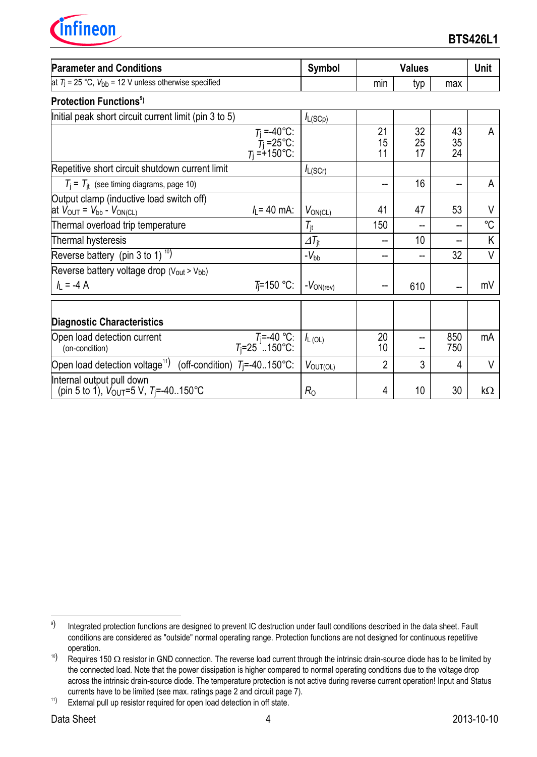| Parameter and Conditions | Symbol | Values | | | Unit |
|---|---|---|---|---|---|
| at $T_j$ = 25 °C, $V_{bb}$ = 12 V unless otherwise specified | | min | typ | max | |
| **Protection Functions**[9] | | | | | |
| Initial peak short circuit current limit (pin 3 to 5) | $I_{L(SCp)}$ | | | | |
| $T_j$ =-40°C: | | 21 | 32 | 43 | A |
| $T_j$ =25°C: | | 15 | 25 | 35 | |
| $T_j$ =+150°C: | | 11 | 17 | 24 | |
| Repetitive short circuit shutdown current limit | $I_{L(SCr)}$ | | | | |
| $T_j$ = $T_{jt}$ (see timing diagrams, page 10) | | -- | 16 | -- | A |
| Output clamp (inductive load switch off) at $V_{OUT}$ = $V_{bb}$ - $V_{ON(CL)}$ $I_L$= 40 mA: | $V_{ON(CL)}$ | 41 | 47 | 53 | V |
| Thermal overload trip temperature | $T_{jt}$ | 150 | -- | -- | °C |
| Thermal hysteresis | $\Delta T_{jt}$ | -- | 10 | -- | K |
| Reverse battery (pin 3 to 1) [10] | $-V_{bb}$ | -- | -- | 32 | V |
| Reverse battery voltage drop ($V_{out}$ > $V_{bb}$) $I_L$ = -4 A $T_j$=150 °C: | $-V_{ON(rev)}$ | -- | 610 | -- | mV |
| **Diagnostic Characteristics** | | | | | |
| Open load detection current (on-condition) $T_j$=-40 °C: | $I_{L(OL)}$ | 20 | -- | 850 | mA |
| $T_j$=25 ..150°C: | | 10 | -- | 750 | |
| Open load detection voltage[11] (off-condition) $T_j$=-40..150°C: | $V_{OUT(OL)}$ | 2 | 3 | 4 | V |
| Internal output pull down (pin 5 to 1), $V_{OUT}$=5 V, $T_j$=-40..150°C | $R_O$ | 4 | 10 | 30 | kΩ |

---

[9] Integrated protection functions are designed to prevent IC destruction under fault conditions described in the data sheet. Fault conditions are considered as "outside" normal operating range. Protection functions are not designed for continuous repetitive operation.

[10] Requires 150 Ω resistor in GND connection. The reverse load current through the intrinsic drain-source diode has to be limited by the connected load. Note that the power dissipation is higher compared to normal operating conditions due to the voltage drop across the intrinsic drain-source diode. The temperature protection is not active during reverse current operation! Input and Status currents have to be limited (see max. ratings page 2 and circuit page 7).

[11] External pull up resistor required for open load detection in off state.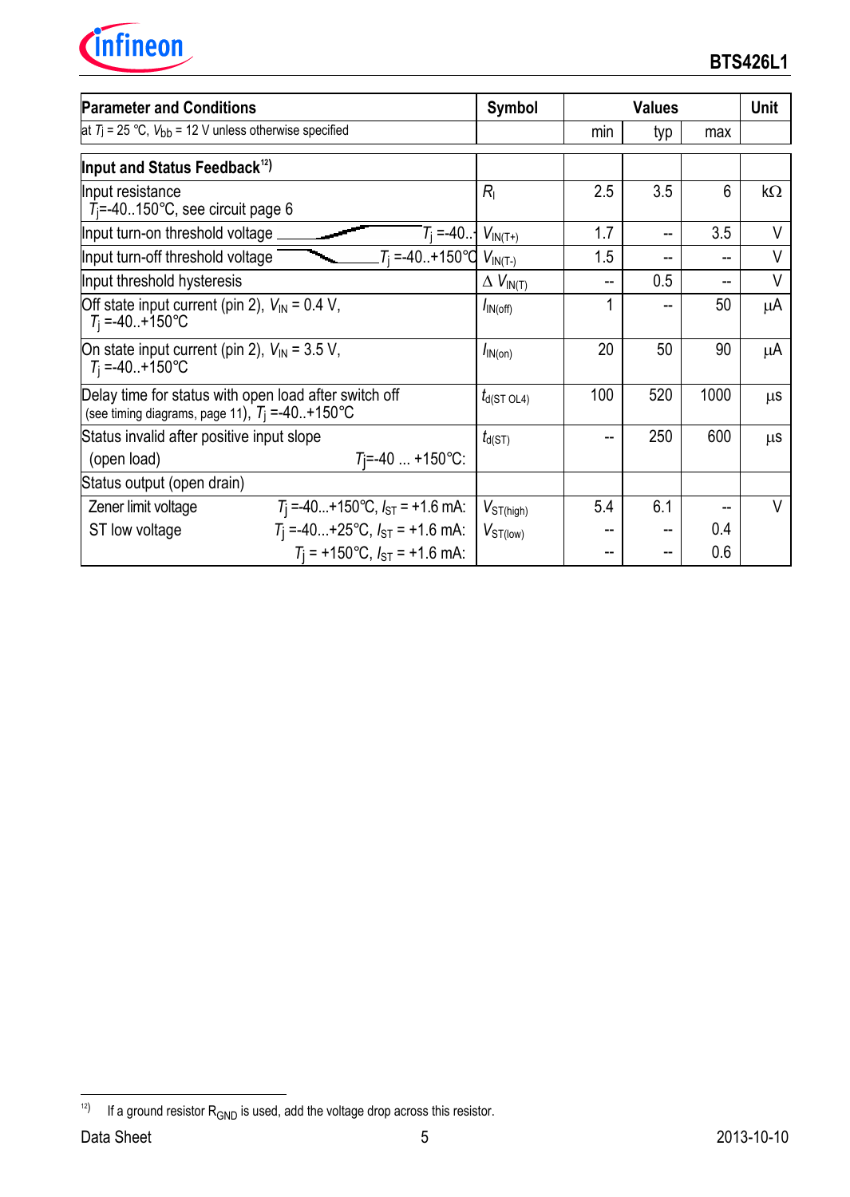| Parameter and Conditions | Symbol | Values | | | Unit |
|---|---|---|---|---|---|
| at $T_j$ = 25 °C, $V_{bb}$ = 12 V unless otherwise specified | | min | typ | max | |
| **Input and Status Feedback**[12)] | | | | | |
| Input resistance<br>$T_j$=-40..150°C, see circuit page 6 | $R_I$ | 2.5 | 3.5 | 6 | kΩ |
| Input turn-on threshold voltage $T_j$ =-40..+150°C | $V_{IN(T+)}$ | 1.7 | -- | 3.5 | V |
| Input turn-off threshold voltage $T_j$ =-40..+150°C | $V_{IN(T-)}$ | 1.5 | -- | -- | V |
| Input threshold hysteresis | $\Delta V_{IN(T)}$ | -- | 0.5 | -- | V |
| Off state input current (pin 2), $V_{IN}$ = 0.4 V,<br>$T_j$ =-40..+150°C | $I_{IN(off)}$ | 1 | -- | 50 | µA |
| On state input current (pin 2), $V_{IN}$ = 3.5 V,<br>$T_j$ =-40..+150°C | $I_{IN(on)}$ | 20 | 50 | 90 | µA |
| Delay time for status with open load after switch off<br>(see timing diagrams, page 11), $T_j$ =-40..+150°C | $t_{d(ST\ OL4)}$ | 100 | 520 | 1000 | µs |
| Status invalid after positive input slope<br>(open load) $T_j$=-40 ... +150°C: | $t_{d(ST)}$ | -- | 250 | 600 | µs |
| Status output (open drain) | | | | | |
| Zener limit voltage $T_j$ =-40...+150°C, $I_{ST}$ = +1.6 mA: | $V_{ST(high)}$ | 5.4 | 6.1 | -- | V |
| ST low voltage $T_j$ =-40...+25°C, $I_{ST}$ = +1.6 mA: | $V_{ST(low)}$ | -- | -- | 0.4 | |
| $T_j$ = +150°C, $I_{ST}$ = +1.6 mA: | | -- | -- | 0.6 | |

12) If a ground resistor $R_{GND}$ is used, add the voltage drop across this resistor.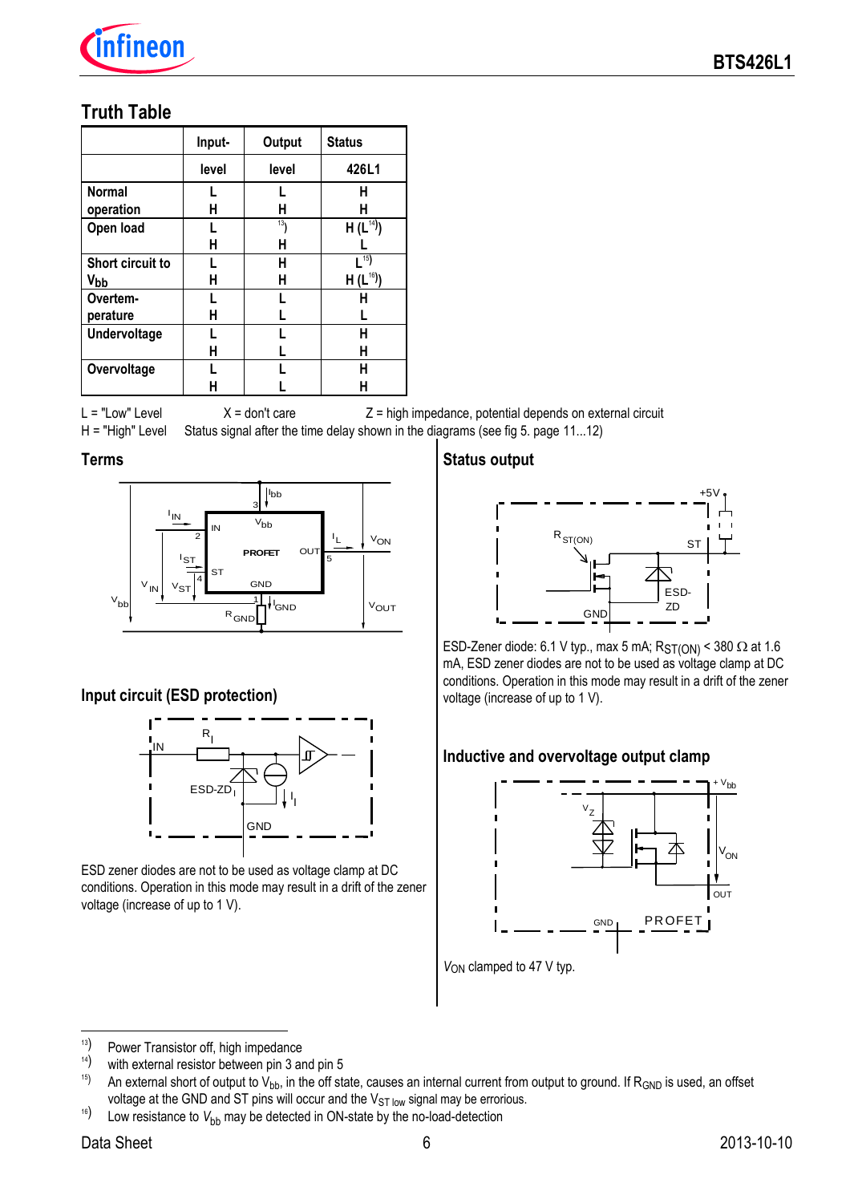## Truth Table

| | Input- level | Output level | Status 426L1 |
|---|---|---|---|
| Normal operation | L<br>H | L<br>H | H<br>H |
| Open load | L<br>H | [13]<br>H | H (L[14])<br>L |
| Short circuit to $V_{bb}$ | L<br>H | H<br>H | L[15]<br>H (L[16]) |
| Overtem-perature | L<br>H | L<br>L | H<br>L |
| Undervoltage | L<br>H | L<br>L | H<br>H |
| Overvoltage | L<br>H | L<br>L | H<br>H |

L = "Low" Level X = don't care Z = high impedance, potential depends on external circuit
H = "High" Level Status signal after the time delay shown in the diagrams (see fig 5. page 11...12)

## Terms

$I_{bb}$
3
$I_{IN}$
2
IN
$V_{bb}$
$I_L$
$V_{ON}$
PROFET
OUT
5
$I_{ST}$
4
ST
$V_{IN}$
$V_{ST}$
GND
$V_{bb}$
1
$I_{GND}$
$V_{OUT}$
$R_{GND}$

## Input circuit (ESD protection)

$R_I$
IN
ESD-ZD$_I$
$I_I$
GND

ESD zener diodes are not to be used as voltage clamp at DC conditions. Operation in this mode may result in a drift of the zener voltage (increase of up to 1 V).

## Status output

+5V
$R_{ST(ON)}$
ST
ESD-ZD
GND

ESD-Zener diode: 6.1 V typ., max 5 mA; $R_{ST(ON)}$ < 380 Ω at 1.6 mA, ESD zener diodes are not to be used as voltage clamp at DC conditions. Operation in this mode may result in a drift of the zener voltage (increase of up to 1 V).

## Inductive and overvoltage output clamp

+ $V_{bb}$
$V_Z$
$V_{ON}$
OUT
GND
PROFET

$V_{ON}$ clamped to 47 V typ.

---

[13]) Power Transistor off, high impedance
[14]) with external resistor between pin 3 and pin 5
[15]) An external short of output to $V_{bb}$, in the off state, causes an internal current from output to ground. If $R_{GND}$ is used, an offset voltage at the GND and ST pins will occur and the $V_{ST\ low}$ signal may be errorious.
[16]) Low resistance to $V_{bb}$ may be detected in ON-state by the no-load-detection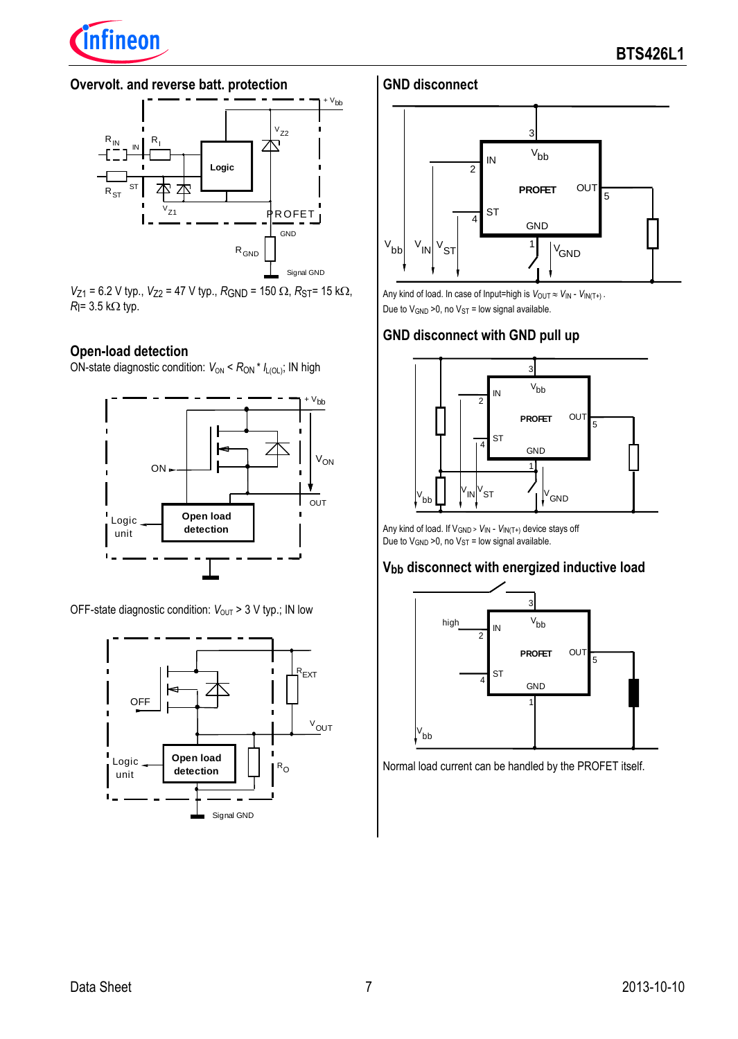## Overvolt. and reverse batt. protection

+ $V_{bb}$

$R_{IN}$ IN $R_I$ Logic $V_{Z2}$

$R_{ST}$ ST $V_{Z1}$ PROFET

GND

$R_{GND}$

Signal GND

$V_{Z1}$ = 6.2 V typ., $V_{Z2}$ = 47 V typ., $R_{GND}$ = 150 Ω, $R_{ST}$= 15 kΩ, $R_I$= 3.5 kΩ typ.

## Open-load detection

ON-state diagnostic condition: $V_{ON} < R_{ON} * I_{L(OL)}$; IN high

+ $V_{bb}$

ON

$V_{ON}$

OUT

Logic unit

Open load detection

OFF-state diagnostic condition: $V_{OUT}$ > 3 V typ.; IN low

OFF

$R_{EXT}$

$V_{OUT}$

Logic unit

Open load detection

$R_O$

Signal GND

## GND disconnect

3

IN $V_{bb}$

2

PROFET OUT 5

ST

4 GND

1

$V_{bb}$ $V_{IN}$ $V_{ST}$ $V_{GND}$

Any kind of load. In case of Input=high is $V_{OUT} \approx V_{IN} - V_{IN(T+)}$ .
Due to $V_{GND}$ >0, no $V_{ST}$ = low signal available.

## GND disconnect with GND pull up

3

IN $V_{bb}$

2

PROFET OUT 5

ST

4 GND

1

$V_{bb}$ $V_{IN}$ $V_{ST}$ $V_{GND}$

Any kind of load. If $V_{GND} > V_{IN} - V_{IN(T+)}$ device stays off
Due to $V_{GND}$ >0, no $V_{ST}$ = low signal available.

## $V_{bb}$ disconnect with energized inductive load

3

high IN $V_{bb}$

2

PROFET OUT 5

ST

4 GND

1

$V_{bb}$

Normal load current can be handled by the PROFET itself.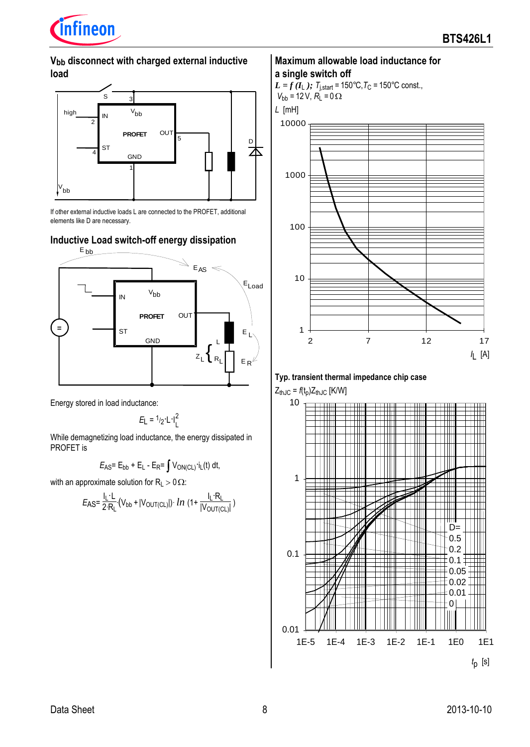## $V_{bb}$ disconnect with charged external inductive load

S
3
high
IN
2
$V_{bb}$
PROFET
OUT
5
ST
4
GND
1
D
$V_{bb}$

If other external inductive loads L are connected to the PROFET, additional elements like D are necessary.

## Inductive Load switch-off energy dissipation

$E_{bb}$
$E_{AS}$
$E_{Load}$
IN
$V_{bb}$
=
PROFET
OUT
ST
$E_L$
GND
L
$Z_L$
$R_L$
$E_R$

Energy stored in load inductance:

$$E_L = \frac{1}{2} \cdot L \cdot I_L^2$$

While demagnetizing load inductance, the energy dissipated in PROFET is

$$E_{AS} = E_{bb} + E_L - E_R = \int V_{ON(CL)} \cdot i_L(t)\, dt,$$

with an approximate solution for $R_L > 0\,\Omega$:

$$E_{AS} = \frac{I_L \cdot L}{2 \cdot R_L} \cdot (V_{bb} + |V_{OUT(CL)}|) \cdot \ln\left(1 + \frac{I_L \cdot R_L}{|V_{OUT(CL)}|}\right)$$

## Maximum allowable load inductance for a single switch off

$L = f(I_L)$; $T_{j,start} = 150°C$, $T_C = 150°C$ const., $V_{bb} = 12\,V$, $R_L = 0\,\Omega$

$L$ [mH]
10000
1000
100
10
1
2
7
12
17
$I_L$ [A]

## Typ. transient thermal impedance chip case

$Z_{thJC} = f(t_p)Z_{thJC}$ [K/W]

10
1
0.1
0.01
1E-5
1E-4
1E-3
1E-2
1E-1
1E0
1E1
$t_p$ [s]

D=
0.5
0.2
0.1
0.05
0.02
0.01
0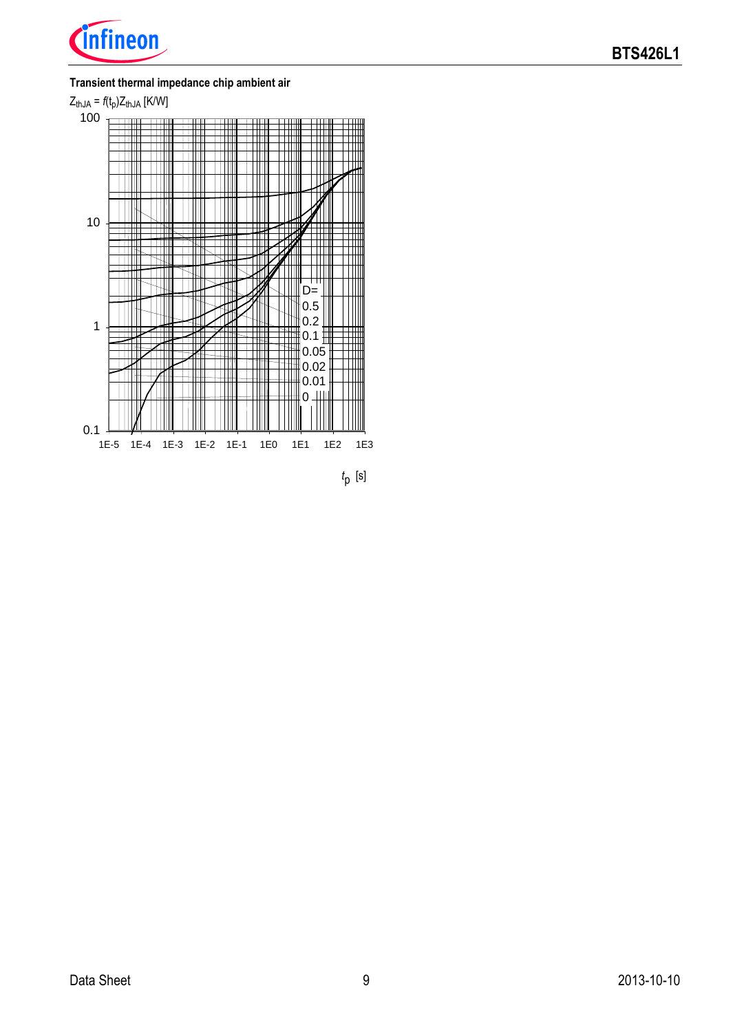**Transient thermal impedance chip ambient air**

$Z_{thJA} = f(t_p)Z_{thJA}$ [K/W]

100

10

1

0.1

1E-5 1E-4 1E-3 1E-2 1E-1 1E0 1E1 1E2 1E3

D=
0.5
0.2
0.1
0.05
0.02
0.01
0

$t_p$ [s]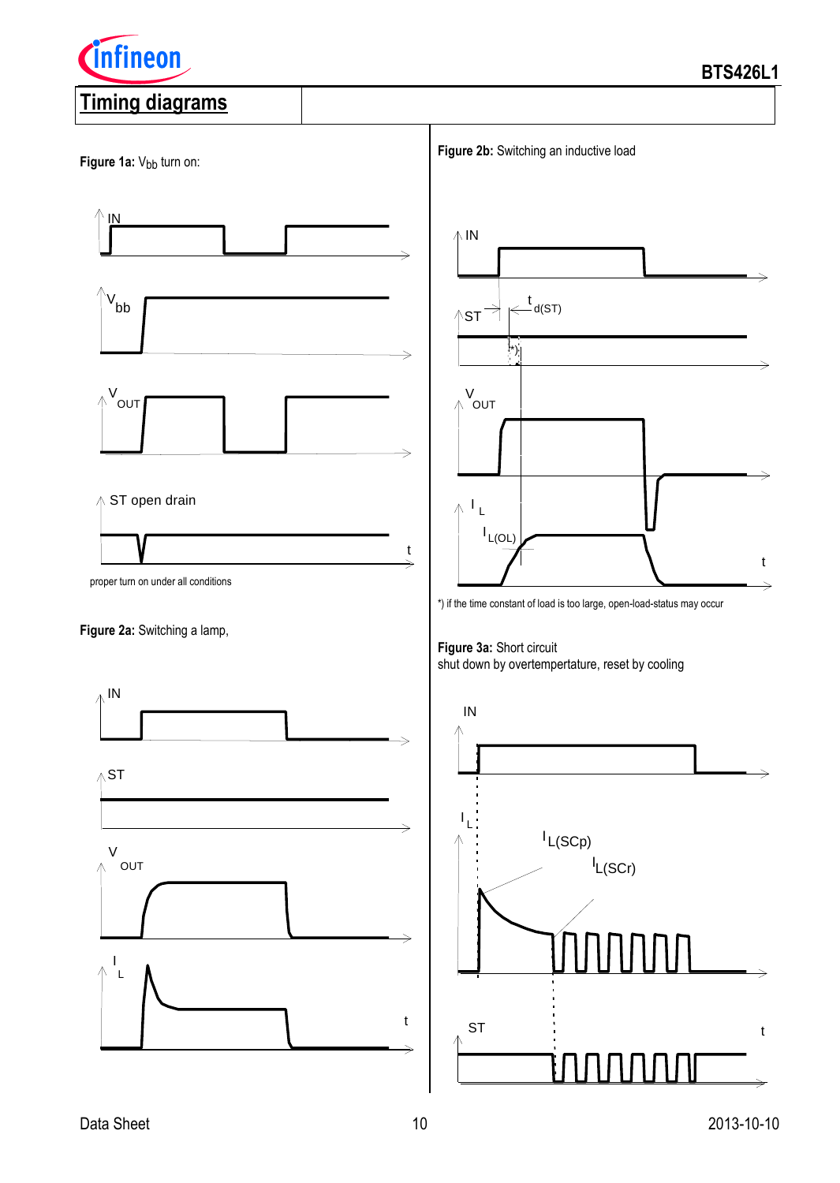## Timing diagrams

**Figure 1a:** $V_{bb}$ turn on:

IN

$V_{bb}$

$V_{OUT}$

ST open drain

t

proper turn on under all conditions

**Figure 2a:** Switching a lamp,

IN

ST

$V_{OUT}$

$I_L$

t

**Figure 2b:** Switching an inductive load

IN

ST

$t_{d(ST)}$

*)

$V_{OUT}$

$I_L$

$I_{L(OL)}$

t

*) if the time constant of load is too large, open-load-status may occur

**Figure 3a:** Short circuit
shut down by overtempertature, reset by cooling

IN

$I_L$

$I_{L(SCp)}$

$I_{L(SCr)}$

ST

t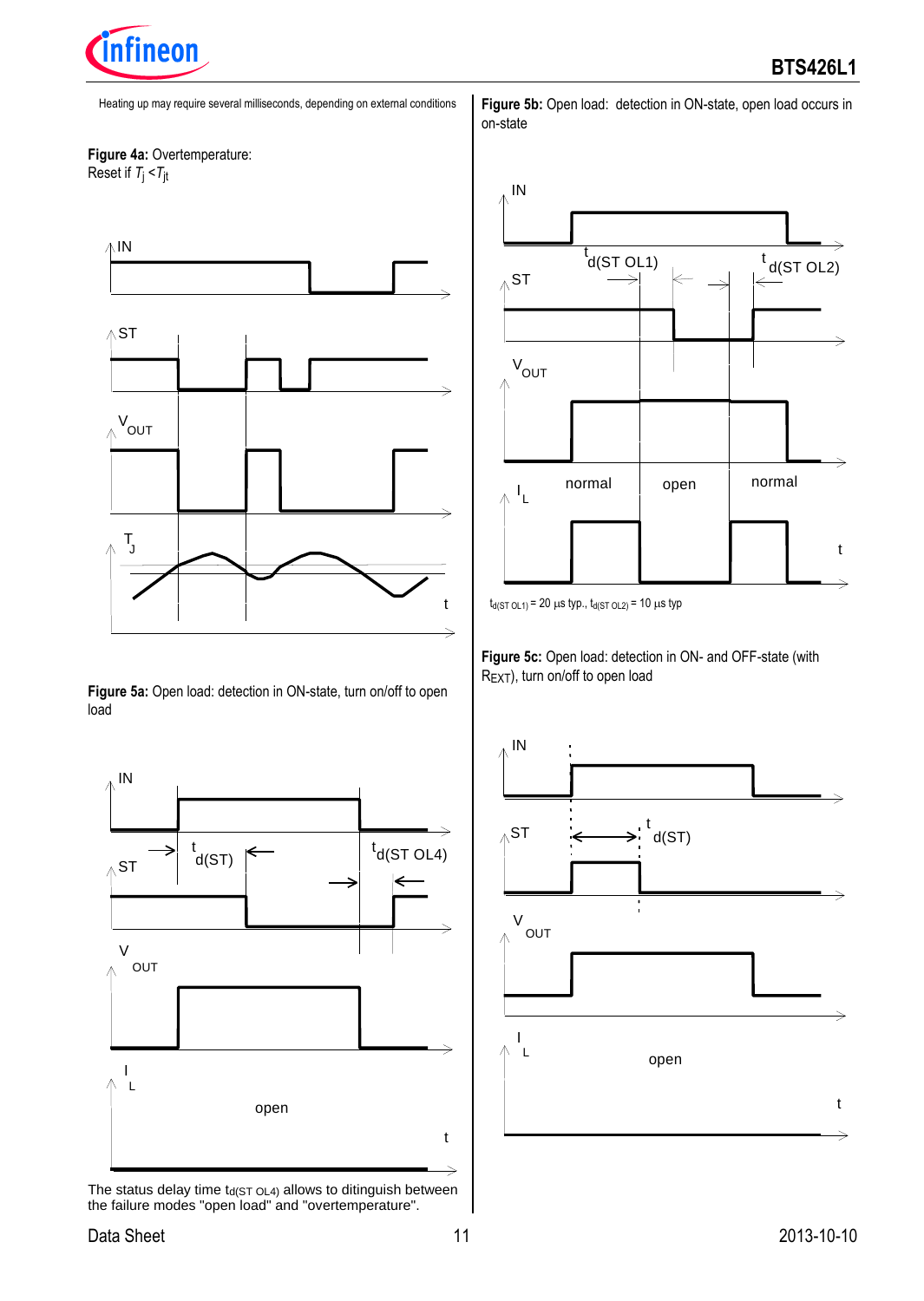Heating up may require several milliseconds, depending on external conditions

**Figure 4a:** Overtemperature:
Reset if $T_j < T_{jt}$

IN
ST
$V_{OUT}$
$T_J$
t

**Figure 5a:** Open load: detection in ON-state, turn on/off to open load

IN
ST
$t_{d(ST)}$
$t_{d(ST\ OL4)}$
$V_{OUT}$
$I_L$
open
t

The status delay time $t_{d(ST\ OL4)}$ allows to ditinguish between the failure modes "open load" and "overtemperature".

**Figure 5b:** Open load: detection in ON-state, open load occurs in on-state

IN
ST
$t_{d(ST\ OL1)}$
$t_{d(ST\ OL2)}$
$V_{OUT}$
$I_L$
normal
open
normal
t

$t_{d(ST\ OL1)}$ = 20 µs typ., $t_{d(ST\ OL2)}$ = 10 µs typ

**Figure 5c:** Open load: detection in ON- and OFF-state (with $R_{EXT}$), turn on/off to open load

IN
ST
$t_{d(ST)}$
$V_{OUT}$
$I_L$
open
t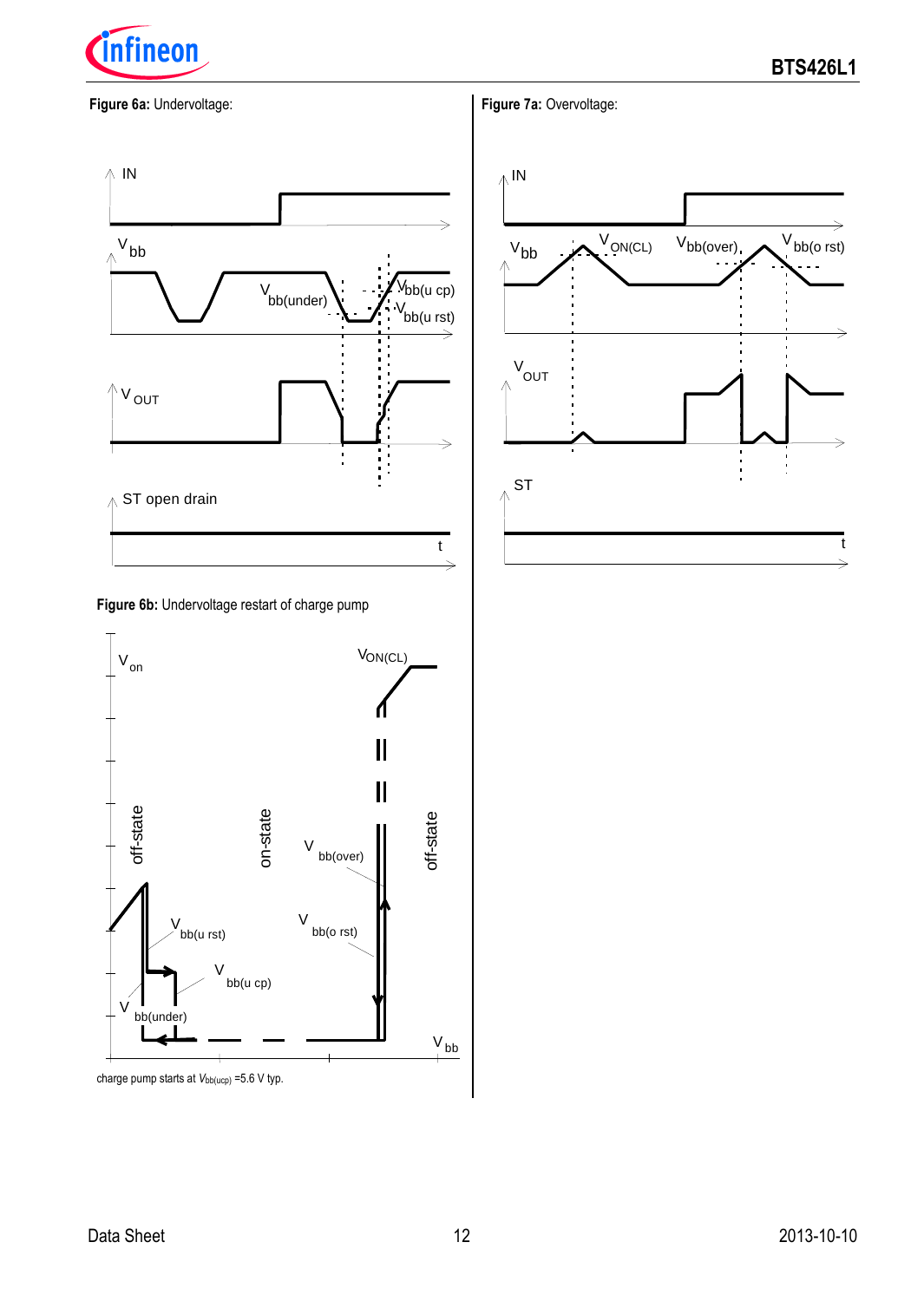**Figure 6a:** Undervoltage:

IN

$V_{bb}$

$V_{bb(under)}$

$V_{bb(u\ cp)}$

$V_{bb(u\ rst)}$

$V_{OUT}$

ST open drain

t

**Figure 6b:** Undervoltage restart of charge pump

$V_{on}$

$V_{ON(CL)}$

off-state

on-state

off-state

$V_{bb(over)}$

$V_{bb(u\ rst)}$

$V_{bb(o\ rst)}$

$V_{bb(u\ cp)}$

$V_{bb(under)}$

$V_{bb}$

charge pump starts at $V_{bb(ucp)}$ =5.6 V typ.

**Figure 7a:** Overvoltage:

IN

$V_{bb}$

$V_{ON(CL)}$

$V_{bb(over)}$

$V_{bb(o\ rst)}$

$V_{OUT}$

ST

t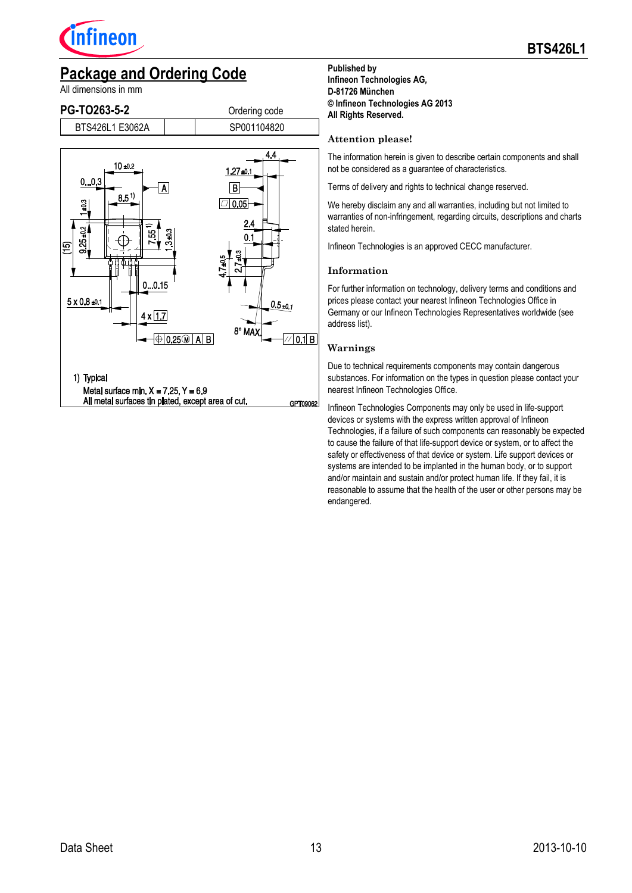## Package and Ordering Code

All dimensions in mm

| PG-TO263-5-2 | | Ordering code |
|---|---|---|
| BTS426L1 E3062A | | SP001104820 |

10 ±0.2
0...0.3
8.5 1)
A
1 ±0.3
9.25 ±0.2
(15)
7.55 1)
1.3 ±0.3
0...0.15
5 x 0.8 ±0.1
4 x 1.7
0.25 M A B
4.4
1.27 ±0.1
B
0.05
2.4
0.1
4.7 ±0.5
2.7 ±0.3
0.5 ±0.1
8° MAX.
0.1 B

1) Typical
Metal surface min. X = 7.25, Y = 6.9
All metal surfaces tin plated, except area of cut.
GPT09062

**Published by**
**Infineon Technologies AG,**
**D-81726 München**
**© Infineon Technologies AG 2013**
**All Rights Reserved.**

### Attention please!

The information herein is given to describe certain components and shall not be considered as a guarantee of characteristics.

Terms of delivery and rights to technical change reserved.

We hereby disclaim any and all warranties, including but not limited to warranties of non-infringement, regarding circuits, descriptions and charts stated herein.

Infineon Technologies is an approved CECC manufacturer.

### Information

For further information on technology, delivery terms and conditions and prices please contact your nearest Infineon Technologies Office in Germany or our Infineon Technologies Representatives worldwide (see address list).

### Warnings

Due to technical requirements components may contain dangerous substances. For information on the types in question please contact your nearest Infineon Technologies Office.

Infineon Technologies Components may only be used in life-support devices or systems with the express written approval of Infineon Technologies, if a failure of such components can reasonably be expected to cause the failure of that life-support device or system, or to affect the safety or effectiveness of that device or system. Life support devices or systems are intended to be implanted in the human body, or to support and/or maintain and sustain and/or protect human life. If they fail, it is reasonable to assume that the health of the user or other persons may be endangered.